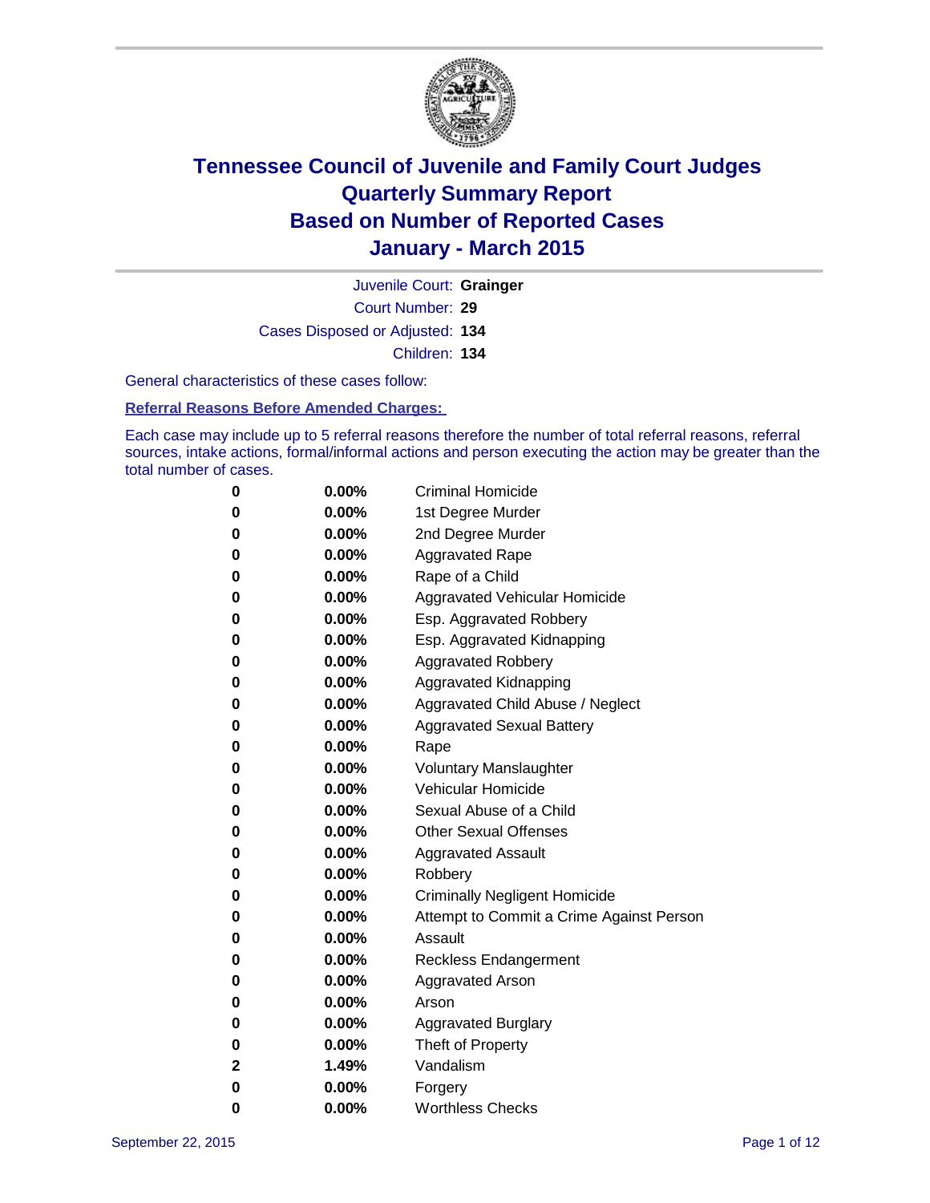# Tennessee Council of Juvenile and Family Court Judges
## Quarterly Summary Report
## Based on Number of Reported Cases
## January - March 2015

Juvenile Court: **Grainger**

Court Number: **29**

Cases Disposed or Adjusted: **134**

Children: **134**

General characteristics of these cases follow:

**Referral Reasons Before Amended Charges:**

Each case may include up to 5 referral reasons therefore the number of total referral reasons, referral sources, intake actions, formal/informal actions and person executing the action may be greater than the total number of cases.

| | | |
|---|---|---|
| 0 | 0.00% | Criminal Homicide |
| 0 | 0.00% | 1st Degree Murder |
| 0 | 0.00% | 2nd Degree Murder |
| 0 | 0.00% | Aggravated Rape |
| 0 | 0.00% | Rape of a Child |
| 0 | 0.00% | Aggravated Vehicular Homicide |
| 0 | 0.00% | Esp. Aggravated Robbery |
| 0 | 0.00% | Esp. Aggravated Kidnapping |
| 0 | 0.00% | Aggravated Robbery |
| 0 | 0.00% | Aggravated Kidnapping |
| 0 | 0.00% | Aggravated Child Abuse / Neglect |
| 0 | 0.00% | Aggravated Sexual Battery |
| 0 | 0.00% | Rape |
| 0 | 0.00% | Voluntary Manslaughter |
| 0 | 0.00% | Vehicular Homicide |
| 0 | 0.00% | Sexual Abuse of a Child |
| 0 | 0.00% | Other Sexual Offenses |
| 0 | 0.00% | Aggravated Assault |
| 0 | 0.00% | Robbery |
| 0 | 0.00% | Criminally Negligent Homicide |
| 0 | 0.00% | Attempt to Commit a Crime Against Person |
| 0 | 0.00% | Assault |
| 0 | 0.00% | Reckless Endangerment |
| 0 | 0.00% | Aggravated Arson |
| 0 | 0.00% | Arson |
| 0 | 0.00% | Aggravated Burglary |
| 0 | 0.00% | Theft of Property |
| 2 | 1.49% | Vandalism |
| 0 | 0.00% | Forgery |
| 0 | 0.00% | Worthless Checks |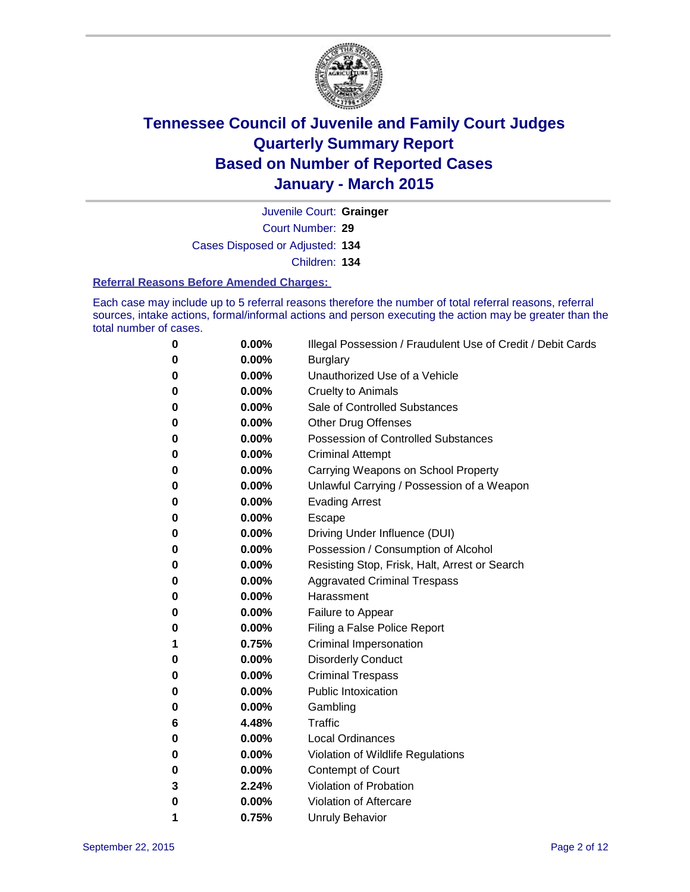# Tennessee Council of Juvenile and Family Court Judges
# Quarterly Summary Report
# Based on Number of Reported Cases
# January - March 2015

Juvenile Court: **Grainger**

Court Number: **29**

Cases Disposed or Adjusted: **134**

Children: **134**

## Referral Reasons Before Amended Charges:

Each case may include up to 5 referral reasons therefore the number of total referral reasons, referral sources, intake actions, formal/informal actions and person executing the action may be greater than the total number of cases.

| Count | Percent | Referral Reason |
|---|---|---|
| **0** | **0.00%** | Illegal Possession / Fraudulent Use of Credit / Debit Cards |
| **0** | **0.00%** | Burglary |
| **0** | **0.00%** | Unauthorized Use of a Vehicle |
| **0** | **0.00%** | Cruelty to Animals |
| **0** | **0.00%** | Sale of Controlled Substances |
| **0** | **0.00%** | Other Drug Offenses |
| **0** | **0.00%** | Possession of Controlled Substances |
| **0** | **0.00%** | Criminal Attempt |
| **0** | **0.00%** | Carrying Weapons on School Property |
| **0** | **0.00%** | Unlawful Carrying / Possession of a Weapon |
| **0** | **0.00%** | Evading Arrest |
| **0** | **0.00%** | Escape |
| **0** | **0.00%** | Driving Under Influence (DUI) |
| **0** | **0.00%** | Possession / Consumption of Alcohol |
| **0** | **0.00%** | Resisting Stop, Frisk, Halt, Arrest or Search |
| **0** | **0.00%** | Aggravated Criminal Trespass |
| **0** | **0.00%** | Harassment |
| **0** | **0.00%** | Failure to Appear |
| **0** | **0.00%** | Filing a False Police Report |
| **1** | **0.75%** | Criminal Impersonation |
| **0** | **0.00%** | Disorderly Conduct |
| **0** | **0.00%** | Criminal Trespass |
| **0** | **0.00%** | Public Intoxication |
| **0** | **0.00%** | Gambling |
| **6** | **4.48%** | Traffic |
| **0** | **0.00%** | Local Ordinances |
| **0** | **0.00%** | Violation of Wildlife Regulations |
| **0** | **0.00%** | Contempt of Court |
| **3** | **2.24%** | Violation of Probation |
| **0** | **0.00%** | Violation of Aftercare |
| **1** | **0.75%** | Unruly Behavior |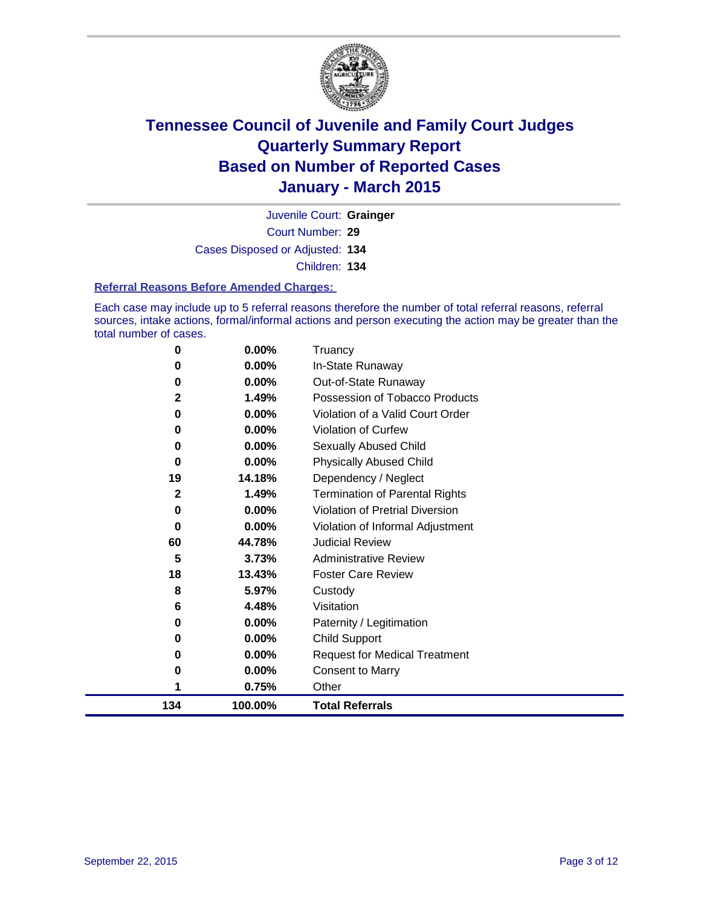# Tennessee Council of Juvenile and Family Court Judges
## Quarterly Summary Report
## Based on Number of Reported Cases
## January - March 2015

Juvenile Court: **Grainger**

Court Number: **29**

Cases Disposed or Adjusted: **134**

Children: **134**

**Referral Reasons Before Amended Charges:**

Each case may include up to 5 referral reasons therefore the number of total referral reasons, referral sources, intake actions, formal/informal actions and person executing the action may be greater than the total number of cases.

| Count | Percent | Referral Reason |
|---|---|---|
| 0 | 0.00% | Truancy |
| 0 | 0.00% | In-State Runaway |
| 0 | 0.00% | Out-of-State Runaway |
| 2 | 1.49% | Possession of Tobacco Products |
| 0 | 0.00% | Violation of a Valid Court Order |
| 0 | 0.00% | Violation of Curfew |
| 0 | 0.00% | Sexually Abused Child |
| 0 | 0.00% | Physically Abused Child |
| 19 | 14.18% | Dependency / Neglect |
| 2 | 1.49% | Termination of Parental Rights |
| 0 | 0.00% | Violation of Pretrial Diversion |
| 0 | 0.00% | Violation of Informal Adjustment |
| 60 | 44.78% | Judicial Review |
| 5 | 3.73% | Administrative Review |
| 18 | 13.43% | Foster Care Review |
| 8 | 5.97% | Custody |
| 6 | 4.48% | Visitation |
| 0 | 0.00% | Paternity / Legitimation |
| 0 | 0.00% | Child Support |
| 0 | 0.00% | Request for Medical Treatment |
| 0 | 0.00% | Consent to Marry |
| 1 | 0.75% | Other |
| **134** | **100.00%** | **Total Referrals** |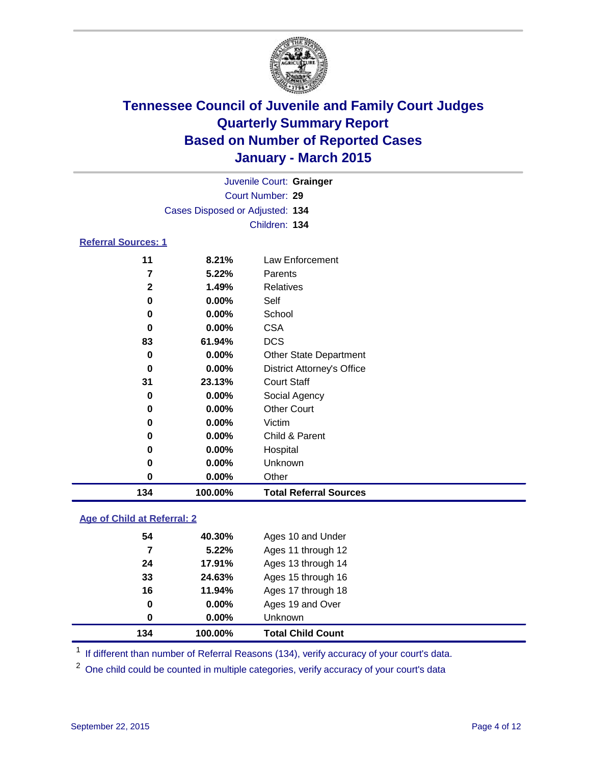# Tennessee Council of Juvenile and Family Court Judges
## Quarterly Summary Report
## Based on Number of Reported Cases
## January - March 2015

Juvenile Court: **Grainger**

Court Number: **29**

Cases Disposed or Adjusted: **134**

Children: **134**

### Referral Sources: 1

| | | |
|---|---|---|
| 11 | 8.21% | Law Enforcement |
| 7 | 5.22% | Parents |
| 2 | 1.49% | Relatives |
| 0 | 0.00% | Self |
| 0 | 0.00% | School |
| 0 | 0.00% | CSA |
| 83 | 61.94% | DCS |
| 0 | 0.00% | Other State Department |
| 0 | 0.00% | District Attorney's Office |
| 31 | 23.13% | Court Staff |
| 0 | 0.00% | Social Agency |
| 0 | 0.00% | Other Court |
| 0 | 0.00% | Victim |
| 0 | 0.00% | Child & Parent |
| 0 | 0.00% | Hospital |
| 0 | 0.00% | Unknown |
| 0 | 0.00% | Other |
| **134** | **100.00%** | **Total Referral Sources** |

### Age of Child at Referral: 2

| | | |
|---|---|---|
| 54 | 40.30% | Ages 10 and Under |
| 7 | 5.22% | Ages 11 through 12 |
| 24 | 17.91% | Ages 13 through 14 |
| 33 | 24.63% | Ages 15 through 16 |
| 16 | 11.94% | Ages 17 through 18 |
| 0 | 0.00% | Ages 19 and Over |
| 0 | 0.00% | Unknown |
| **134** | **100.00%** | **Total Child Count** |

[1] If different than number of Referral Reasons (134), verify accuracy of your court's data.

[2] One child could be counted in multiple categories, verify accuracy of your court's data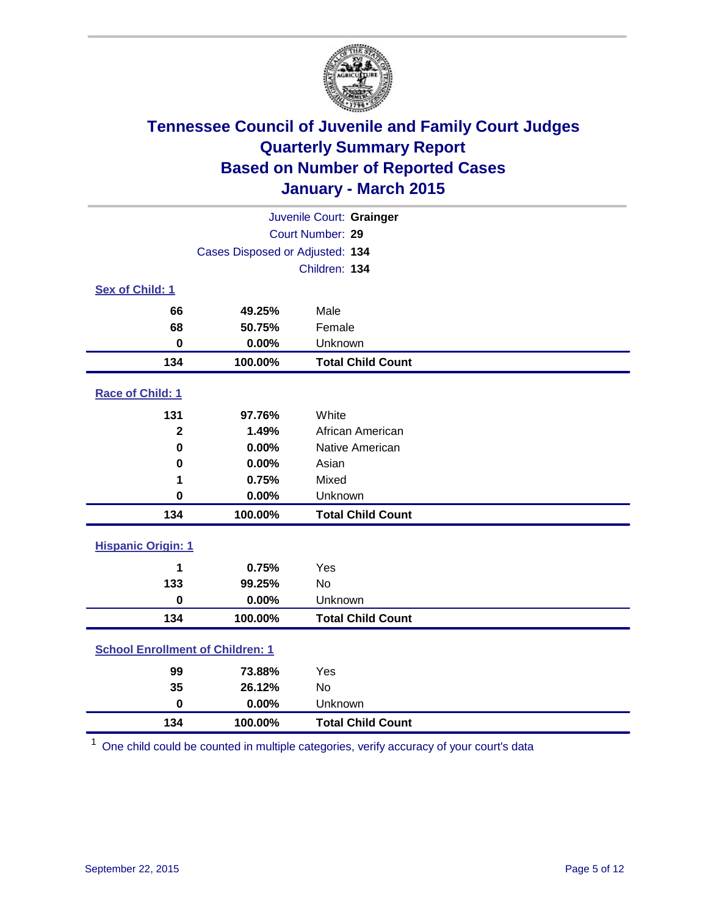# Tennessee Council of Juvenile and Family Court Judges
## Quarterly Summary Report
## Based on Number of Reported Cases
## January - March 2015

Juvenile Court: **Grainger**
Court Number: **29**
Cases Disposed or Adjusted: **134**
Children: **134**

### Sex of Child: 1

| Count | Percent | Category |
|---|---|---|
| 66 | 49.25% | Male |
| 68 | 50.75% | Female |
| 0 | 0.00% | Unknown |
| **134** | **100.00%** | **Total Child Count** |

### Race of Child: 1

| Count | Percent | Category |
|---|---|---|
| 131 | 97.76% | White |
| 2 | 1.49% | African American |
| 0 | 0.00% | Native American |
| 0 | 0.00% | Asian |
| 1 | 0.75% | Mixed |
| 0 | 0.00% | Unknown |
| **134** | **100.00%** | **Total Child Count** |

### Hispanic Origin: 1

| Count | Percent | Category |
|---|---|---|
| 1 | 0.75% | Yes |
| 133 | 99.25% | No |
| 0 | 0.00% | Unknown |
| **134** | **100.00%** | **Total Child Count** |

### School Enrollment of Children: 1

| Count | Percent | Category |
|---|---|---|
| 99 | 73.88% | Yes |
| 35 | 26.12% | No |
| 0 | 0.00% | Unknown |
| **134** | **100.00%** | **Total Child Count** |

[1] One child could be counted in multiple categories, verify accuracy of your court's data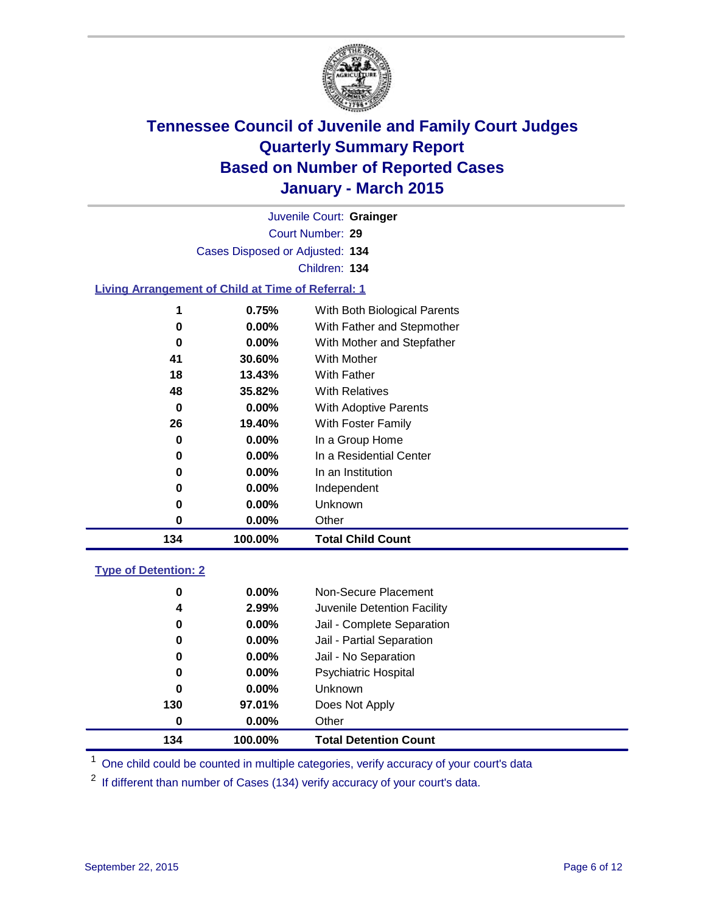# Tennessee Council of Juvenile and Family Court Judges
## Quarterly Summary Report
## Based on Number of Reported Cases
## January - March 2015

Juvenile Court: **Grainger**

Court Number: **29**

Cases Disposed or Adjusted: **134**

Children: **134**

### Living Arrangement of Child at Time of Referral: 1

| Count | Percent | Category |
|---|---|---|
| 1 | 0.75% | With Both Biological Parents |
| 0 | 0.00% | With Father and Stepmother |
| 0 | 0.00% | With Mother and Stepfather |
| 41 | 30.60% | With Mother |
| 18 | 13.43% | With Father |
| 48 | 35.82% | With Relatives |
| 0 | 0.00% | With Adoptive Parents |
| 26 | 19.40% | With Foster Family |
| 0 | 0.00% | In a Group Home |
| 0 | 0.00% | In a Residential Center |
| 0 | 0.00% | In an Institution |
| 0 | 0.00% | Independent |
| 0 | 0.00% | Unknown |
| 0 | 0.00% | Other |
| **134** | **100.00%** | **Total Child Count** |

### Type of Detention: 2

| Count | Percent | Category |
|---|---|---|
| 0 | 0.00% | Non-Secure Placement |
| 4 | 2.99% | Juvenile Detention Facility |
| 0 | 0.00% | Jail - Complete Separation |
| 0 | 0.00% | Jail - Partial Separation |
| 0 | 0.00% | Jail - No Separation |
| 0 | 0.00% | Psychiatric Hospital |
| 0 | 0.00% | Unknown |
| 130 | 97.01% | Does Not Apply |
| 0 | 0.00% | Other |
| **134** | **100.00%** | **Total Detention Count** |

[1] One child could be counted in multiple categories, verify accuracy of your court's data

[2] If different than number of Cases (134) verify accuracy of your court's data.

September 22, 2015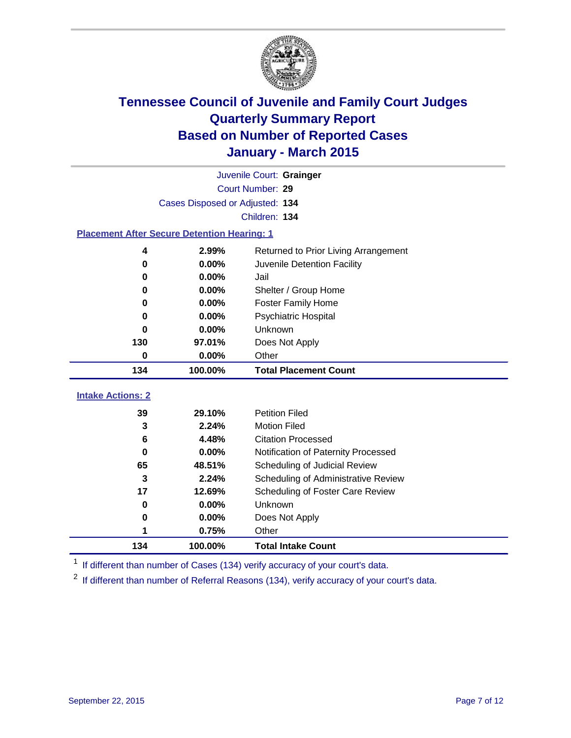# Tennessee Council of Juvenile and Family Court Judges
## Quarterly Summary Report
## Based on Number of Reported Cases
## January - March 2015

Juvenile Court: **Grainger**

Court Number: **29**

Cases Disposed or Adjusted: **134**

Children: **134**

### Placement After Secure Detention Hearing: 1

| Count | Percent | Placement |
|---|---|---|
| 4 | 2.99% | Returned to Prior Living Arrangement |
| 0 | 0.00% | Juvenile Detention Facility |
| 0 | 0.00% | Jail |
| 0 | 0.00% | Shelter / Group Home |
| 0 | 0.00% | Foster Family Home |
| 0 | 0.00% | Psychiatric Hospital |
| 0 | 0.00% | Unknown |
| 130 | 97.01% | Does Not Apply |
| 0 | 0.00% | Other |
| **134** | **100.00%** | **Total Placement Count** |

### Intake Actions: 2

| Count | Percent | Intake Action |
|---|---|---|
| 39 | 29.10% | Petition Filed |
| 3 | 2.24% | Motion Filed |
| 6 | 4.48% | Citation Processed |
| 0 | 0.00% | Notification of Paternity Processed |
| 65 | 48.51% | Scheduling of Judicial Review |
| 3 | 2.24% | Scheduling of Administrative Review |
| 17 | 12.69% | Scheduling of Foster Care Review |
| 0 | 0.00% | Unknown |
| 0 | 0.00% | Does Not Apply |
| 1 | 0.75% | Other |
| **134** | **100.00%** | **Total Intake Count** |

[1] If different than number of Cases (134) verify accuracy of your court's data.

[2] If different than number of Referral Reasons (134), verify accuracy of your court's data.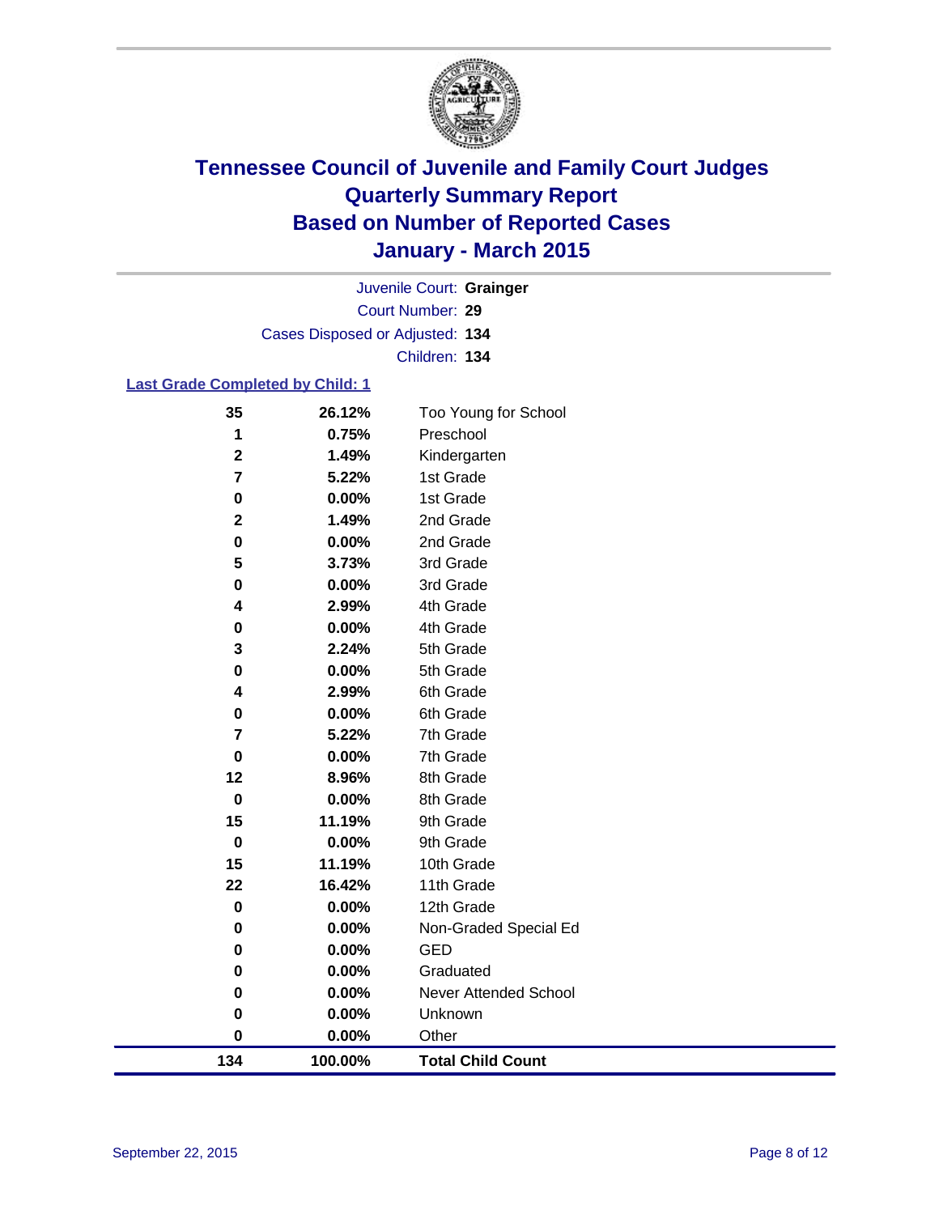# Tennessee Council of Juvenile and Family Court Judges
# Quarterly Summary Report
# Based on Number of Reported Cases
# January - March 2015

Juvenile Court: **Grainger**

Court Number: **29**

Cases Disposed or Adjusted: **134**

Children: **134**

**Last Grade Completed by Child: 1**

| Count | Percent | Grade |
|---|---|---|
| **35** | **26.12%** | Too Young for School |
| **1** | **0.75%** | Preschool |
| **2** | **1.49%** | Kindergarten |
| **7** | **5.22%** | 1st Grade |
| **0** | **0.00%** | 1st Grade |
| **2** | **1.49%** | 2nd Grade |
| **0** | **0.00%** | 2nd Grade |
| **5** | **3.73%** | 3rd Grade |
| **0** | **0.00%** | 3rd Grade |
| **4** | **2.99%** | 4th Grade |
| **0** | **0.00%** | 4th Grade |
| **3** | **2.24%** | 5th Grade |
| **0** | **0.00%** | 5th Grade |
| **4** | **2.99%** | 6th Grade |
| **0** | **0.00%** | 6th Grade |
| **7** | **5.22%** | 7th Grade |
| **0** | **0.00%** | 7th Grade |
| **12** | **8.96%** | 8th Grade |
| **0** | **0.00%** | 8th Grade |
| **15** | **11.19%** | 9th Grade |
| **0** | **0.00%** | 9th Grade |
| **15** | **11.19%** | 10th Grade |
| **22** | **16.42%** | 11th Grade |
| **0** | **0.00%** | 12th Grade |
| **0** | **0.00%** | Non-Graded Special Ed |
| **0** | **0.00%** | GED |
| **0** | **0.00%** | Graduated |
| **0** | **0.00%** | Never Attended School |
| **0** | **0.00%** | Unknown |
| **0** | **0.00%** | Other |
| **134** | **100.00%** | **Total Child Count** |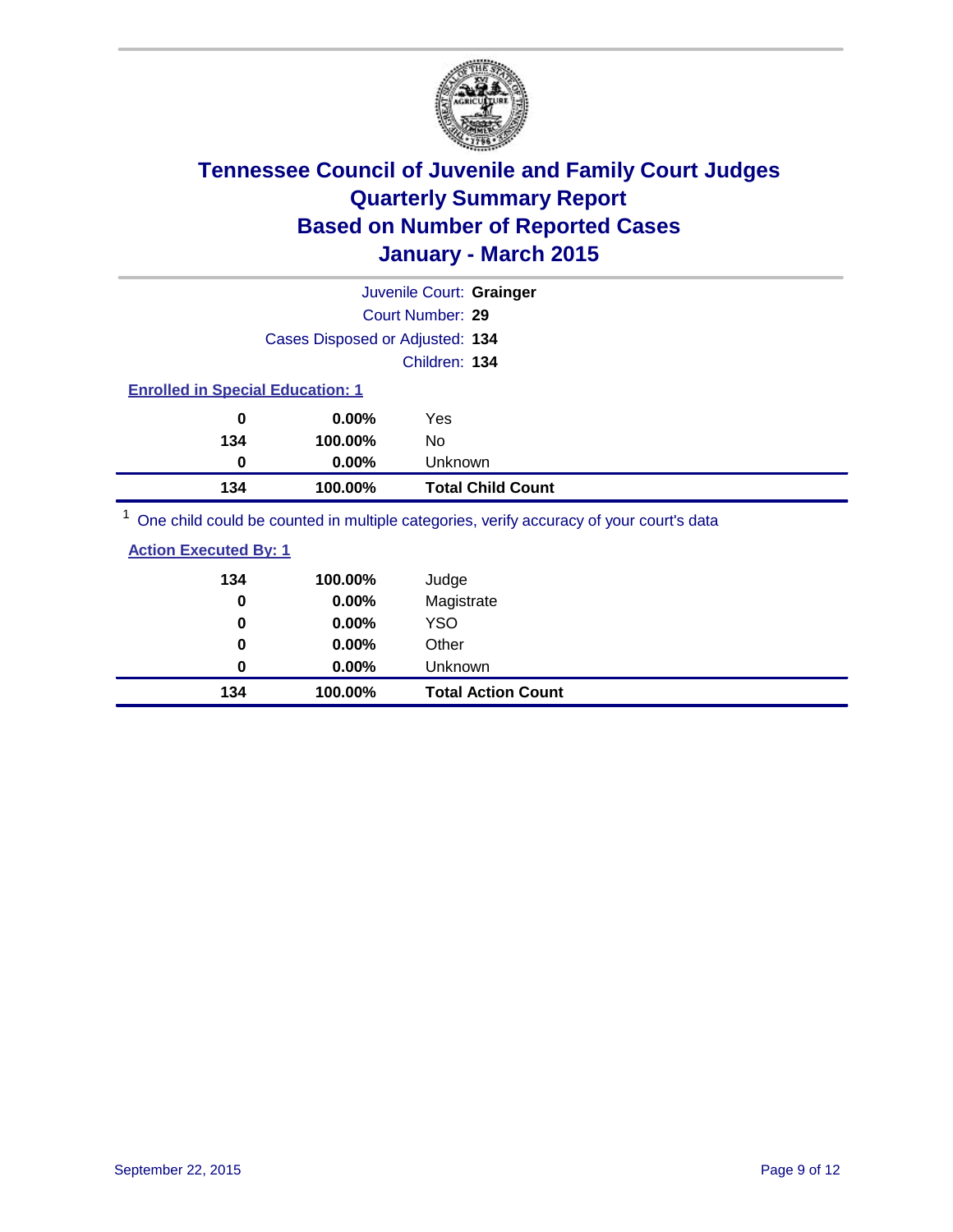# Tennessee Council of Juvenile and Family Court Judges
## Quarterly Summary Report
## Based on Number of Reported Cases
## January - March 2015

Juvenile Court: **Grainger**

Court Number: **29**

Cases Disposed or Adjusted: **134**

Children: **134**

### Enrolled in Special Education: 1

| | | |
|---|---|---|
| **0** | **0.00%** | Yes |
| **134** | **100.00%** | No |
| **0** | **0.00%** | Unknown |
| **134** | **100.00%** | **Total Child Count** |

[1] One child could be counted in multiple categories, verify accuracy of your court's data

### Action Executed By: 1

| | | |
|---|---|---|
| **134** | **100.00%** | Judge |
| **0** | **0.00%** | Magistrate |
| **0** | **0.00%** | YSO |
| **0** | **0.00%** | Other |
| **0** | **0.00%** | Unknown |
| **134** | **100.00%** | **Total Action Count** |

September 22, 2015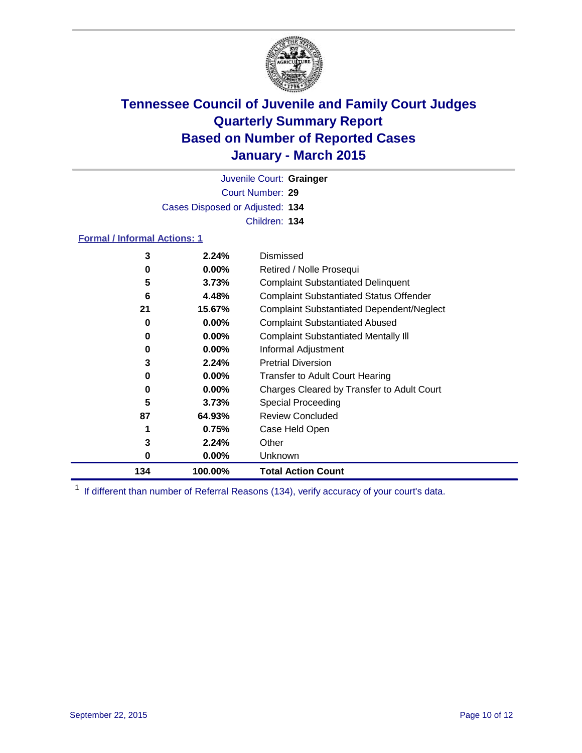# Tennessee Council of Juvenile and Family Court Judges
## Quarterly Summary Report
## Based on Number of Reported Cases
## January - March 2015

Juvenile Court: **Grainger**

Court Number: **29**

Cases Disposed or Adjusted: **134**

Children: **134**

### Formal / Informal Actions: 1

| | | |
|---|---|---|
| 3 | 2.24% | Dismissed |
| 0 | 0.00% | Retired / Nolle Prosequi |
| 5 | 3.73% | Complaint Substantiated Delinquent |
| 6 | 4.48% | Complaint Substantiated Status Offender |
| 21 | 15.67% | Complaint Substantiated Dependent/Neglect |
| 0 | 0.00% | Complaint Substantiated Abused |
| 0 | 0.00% | Complaint Substantiated Mentally Ill |
| 0 | 0.00% | Informal Adjustment |
| 3 | 2.24% | Pretrial Diversion |
| 0 | 0.00% | Transfer to Adult Court Hearing |
| 0 | 0.00% | Charges Cleared by Transfer to Adult Court |
| 5 | 3.73% | Special Proceeding |
| 87 | 64.93% | Review Concluded |
| 1 | 0.75% | Case Held Open |
| 3 | 2.24% | Other |
| 0 | 0.00% | Unknown |
| **134** | **100.00%** | **Total Action Count** |

[1] If different than number of Referral Reasons (134), verify accuracy of your court's data.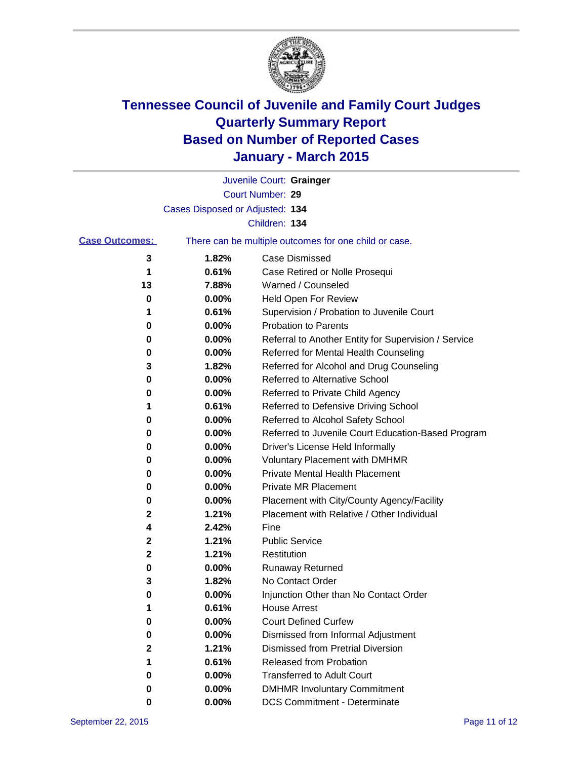# Tennessee Council of Juvenile and Family Court Judges
# Quarterly Summary Report
# Based on Number of Reported Cases
# January - March 2015

Juvenile Court: **Grainger**

Court Number: **29**

Cases Disposed or Adjusted: **134**

Children: **134**

**Case Outcomes:** There can be multiple outcomes for one child or case.

| Count | Percent | Outcome |
|---|---|---|
| 3 | 1.82% | Case Dismissed |
| 1 | 0.61% | Case Retired or Nolle Prosequi |
| 13 | 7.88% | Warned / Counseled |
| 0 | 0.00% | Held Open For Review |
| 1 | 0.61% | Supervision / Probation to Juvenile Court |
| 0 | 0.00% | Probation to Parents |
| 0 | 0.00% | Referral to Another Entity for Supervision / Service |
| 0 | 0.00% | Referred for Mental Health Counseling |
| 3 | 1.82% | Referred for Alcohol and Drug Counseling |
| 0 | 0.00% | Referred to Alternative School |
| 0 | 0.00% | Referred to Private Child Agency |
| 1 | 0.61% | Referred to Defensive Driving School |
| 0 | 0.00% | Referred to Alcohol Safety School |
| 0 | 0.00% | Referred to Juvenile Court Education-Based Program |
| 0 | 0.00% | Driver's License Held Informally |
| 0 | 0.00% | Voluntary Placement with DMHMR |
| 0 | 0.00% | Private Mental Health Placement |
| 0 | 0.00% | Private MR Placement |
| 0 | 0.00% | Placement with City/County Agency/Facility |
| 2 | 1.21% | Placement with Relative / Other Individual |
| 4 | 2.42% | Fine |
| 2 | 1.21% | Public Service |
| 2 | 1.21% | Restitution |
| 0 | 0.00% | Runaway Returned |
| 3 | 1.82% | No Contact Order |
| 0 | 0.00% | Injunction Other than No Contact Order |
| 1 | 0.61% | House Arrest |
| 0 | 0.00% | Court Defined Curfew |
| 0 | 0.00% | Dismissed from Informal Adjustment |
| 2 | 1.21% | Dismissed from Pretrial Diversion |
| 1 | 0.61% | Released from Probation |
| 0 | 0.00% | Transferred to Adult Court |
| 0 | 0.00% | DMHMR Involuntary Commitment |
| 0 | 0.00% | DCS Commitment - Determinate |

September 22, 2015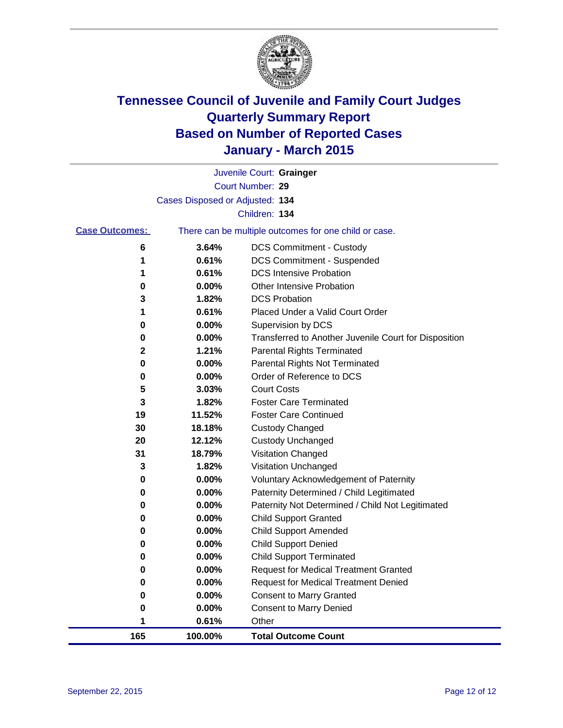# Tennessee Council of Juvenile and Family Court Judges
# Quarterly Summary Report
# Based on Number of Reported Cases
# January - March 2015

Juvenile Court: **Grainger**

Court Number: **29**

Cases Disposed or Adjusted: **134**

Children: **134**

**Case Outcomes:** There can be multiple outcomes for one child or case.

| | | |
|---|---|---|
| 6 | 3.64% | DCS Commitment - Custody |
| 1 | 0.61% | DCS Commitment - Suspended |
| 1 | 0.61% | DCS Intensive Probation |
| 0 | 0.00% | Other Intensive Probation |
| 3 | 1.82% | DCS Probation |
| 1 | 0.61% | Placed Under a Valid Court Order |
| 0 | 0.00% | Supervision by DCS |
| 0 | 0.00% | Transferred to Another Juvenile Court for Disposition |
| 2 | 1.21% | Parental Rights Terminated |
| 0 | 0.00% | Parental Rights Not Terminated |
| 0 | 0.00% | Order of Reference to DCS |
| 5 | 3.03% | Court Costs |
| 3 | 1.82% | Foster Care Terminated |
| 19 | 11.52% | Foster Care Continued |
| 30 | 18.18% | Custody Changed |
| 20 | 12.12% | Custody Unchanged |
| 31 | 18.79% | Visitation Changed |
| 3 | 1.82% | Visitation Unchanged |
| 0 | 0.00% | Voluntary Acknowledgement of Paternity |
| 0 | 0.00% | Paternity Determined / Child Legitimated |
| 0 | 0.00% | Paternity Not Determined / Child Not Legitimated |
| 0 | 0.00% | Child Support Granted |
| 0 | 0.00% | Child Support Amended |
| 0 | 0.00% | Child Support Denied |
| 0 | 0.00% | Child Support Terminated |
| 0 | 0.00% | Request for Medical Treatment Granted |
| 0 | 0.00% | Request for Medical Treatment Denied |
| 0 | 0.00% | Consent to Marry Granted |
| 0 | 0.00% | Consent to Marry Denied |
| 1 | 0.61% | Other |
| **165** | **100.00%** | **Total Outcome Count** |